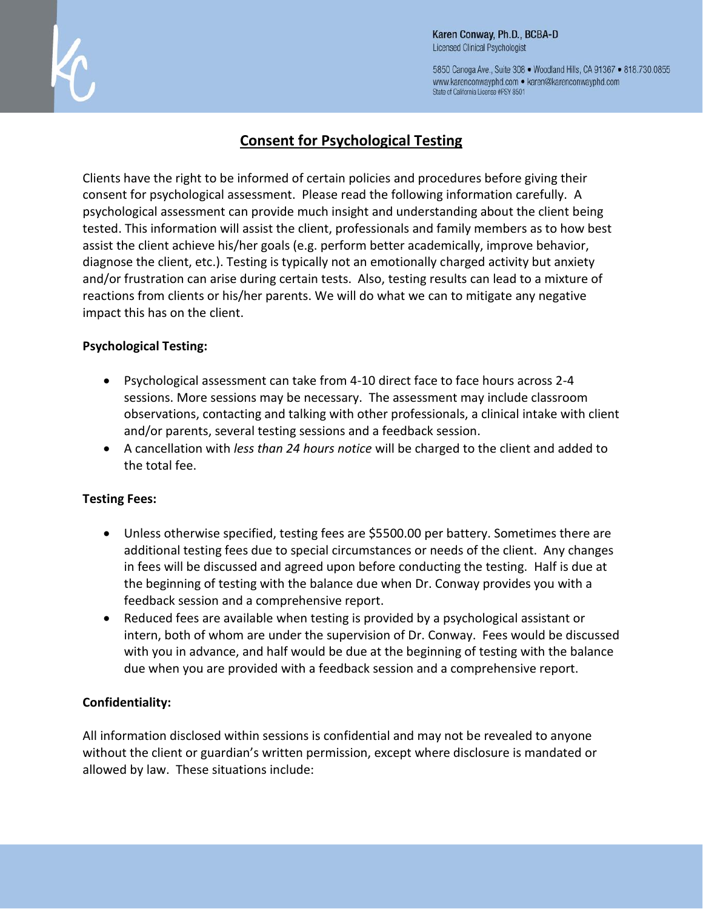Karen Conway, Ph.D., BCBA-D
Licensed Clinical Psychologist

5850 Canoga Ave., Suite 308 • Woodland Hills, CA 91367 • 818.730.0855
www.karenconwayphd.com • karen@karenconwayphd.com
State of California License #PSY 8501

# Consent for Psychological Testing

Clients have the right to be informed of certain policies and procedures before giving their consent for psychological assessment. Please read the following information carefully. A psychological assessment can provide much insight and understanding about the client being tested. This information will assist the client, professionals and family members as to how best assist the client achieve his/her goals (e.g. perform better academically, improve behavior, diagnose the client, etc.). Testing is typically not an emotionally charged activity but anxiety and/or frustration can arise during certain tests. Also, testing results can lead to a mixture of reactions from clients or his/her parents. We will do what we can to mitigate any negative impact this has on the client.

**Psychological Testing:**

- Psychological assessment can take from 4-10 direct face to face hours across 2-4 sessions. More sessions may be necessary. The assessment may include classroom observations, contacting and talking with other professionals, a clinical intake with client and/or parents, several testing sessions and a feedback session.
- A cancellation with *less than 24 hours notice* will be charged to the client and added to the total fee.

**Testing Fees:**

- Unless otherwise specified, testing fees are $5500.00 per battery. Sometimes there are additional testing fees due to special circumstances or needs of the client. Any changes in fees will be discussed and agreed upon before conducting the testing. Half is due at the beginning of testing with the balance due when Dr. Conway provides you with a feedback session and a comprehensive report.
- Reduced fees are available when testing is provided by a psychological assistant or intern, both of whom are under the supervision of Dr. Conway. Fees would be discussed with you in advance, and half would be due at the beginning of testing with the balance due when you are provided with a feedback session and a comprehensive report.

**Confidentiality:**

All information disclosed within sessions is confidential and may not be revealed to anyone without the client or guardian's written permission, except where disclosure is mandated or allowed by law. These situations include: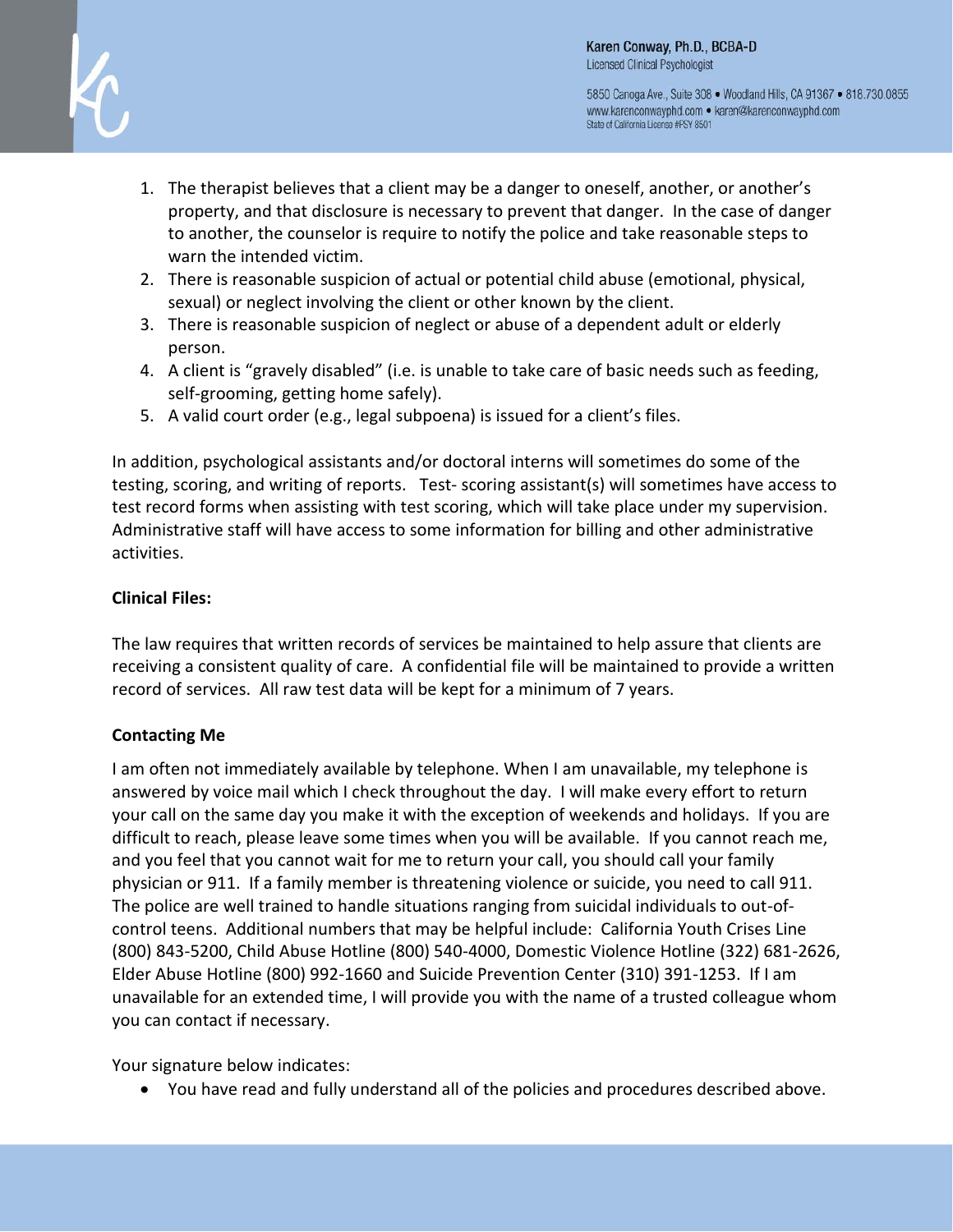1. The therapist believes that a client may be a danger to oneself, another, or another's property, and that disclosure is necessary to prevent that danger. In the case of danger to another, the counselor is require to notify the police and take reasonable steps to warn the intended victim.
2. There is reasonable suspicion of actual or potential child abuse (emotional, physical, sexual) or neglect involving the client or other known by the client.
3. There is reasonable suspicion of neglect or abuse of a dependent adult or elderly person.
4. A client is "gravely disabled" (i.e. is unable to take care of basic needs such as feeding, self-grooming, getting home safely).
5. A valid court order (e.g., legal subpoena) is issued for a client's files.

In addition, psychological assistants and/or doctoral interns will sometimes do some of the testing, scoring, and writing of reports. Test- scoring assistant(s) will sometimes have access to test record forms when assisting with test scoring, which will take place under my supervision. Administrative staff will have access to some information for billing and other administrative activities.

**Clinical Files:**

The law requires that written records of services be maintained to help assure that clients are receiving a consistent quality of care. A confidential file will be maintained to provide a written record of services. All raw test data will be kept for a minimum of 7 years.

**Contacting Me**

I am often not immediately available by telephone. When I am unavailable, my telephone is answered by voice mail which I check throughout the day. I will make every effort to return your call on the same day you make it with the exception of weekends and holidays. If you are difficult to reach, please leave some times when you will be available. If you cannot reach me, and you feel that you cannot wait for me to return your call, you should call your family physician or 911. If a family member is threatening violence or suicide, you need to call 911. The police are well trained to handle situations ranging from suicidal individuals to out-of-control teens. Additional numbers that may be helpful include: California Youth Crises Line (800) 843-5200, Child Abuse Hotline (800) 540-4000, Domestic Violence Hotline (322) 681-2626, Elder Abuse Hotline (800) 992-1660 and Suicide Prevention Center (310) 391-1253. If I am unavailable for an extended time, I will provide you with the name of a trusted colleague whom you can contact if necessary.

Your signature below indicates:

- You have read and fully understand all of the policies and procedures described above.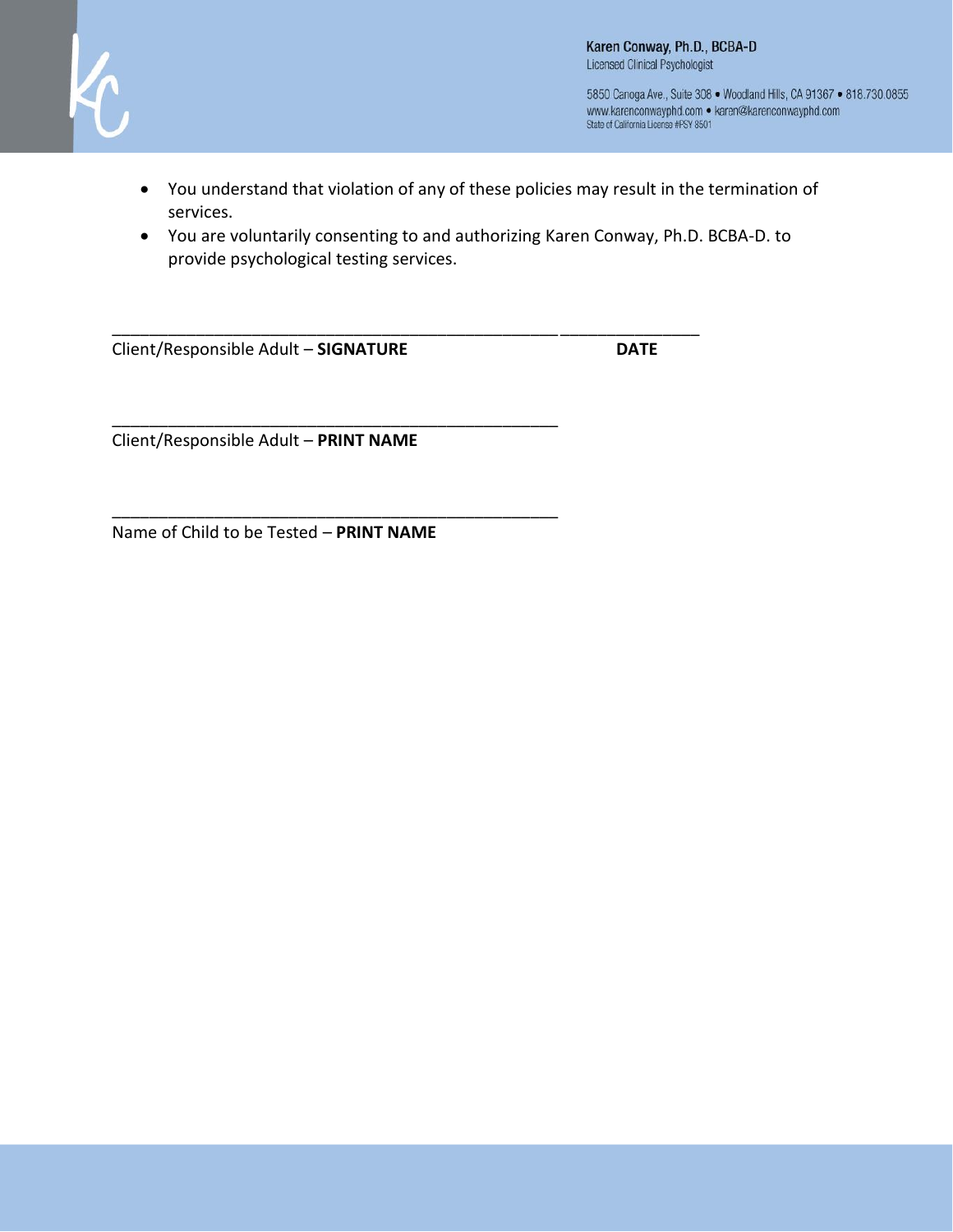- You understand that violation of any of these policies may result in the termination of services.
- You are voluntarily consenting to and authorizing Karen Conway, Ph.D. BCBA-D. to provide psychological testing services.

\_\_\_\_\_\_\_\_\_\_\_\_\_\_\_\_\_\_\_\_\_\_\_\_\_\_\_\_\_\_\_\_\_\_\_\_\_\_\_\_\_\_\_\_\_\_\_\_\_\_ \_\_\_\_\_\_\_\_\_\_\_\_\_\_\_\_

Client/Responsible Adult – **SIGNATURE** **DATE**

\_\_\_\_\_\_\_\_\_\_\_\_\_\_\_\_\_\_\_\_\_\_\_\_\_\_\_\_\_\_\_\_\_\_\_\_\_\_\_\_\_\_\_\_\_\_\_\_\_\_

Client/Responsible Adult – **PRINT NAME**

\_\_\_\_\_\_\_\_\_\_\_\_\_\_\_\_\_\_\_\_\_\_\_\_\_\_\_\_\_\_\_\_\_\_\_\_\_\_\_\_\_\_\_\_\_\_\_\_\_\_

Name of Child to be Tested – **PRINT NAME**